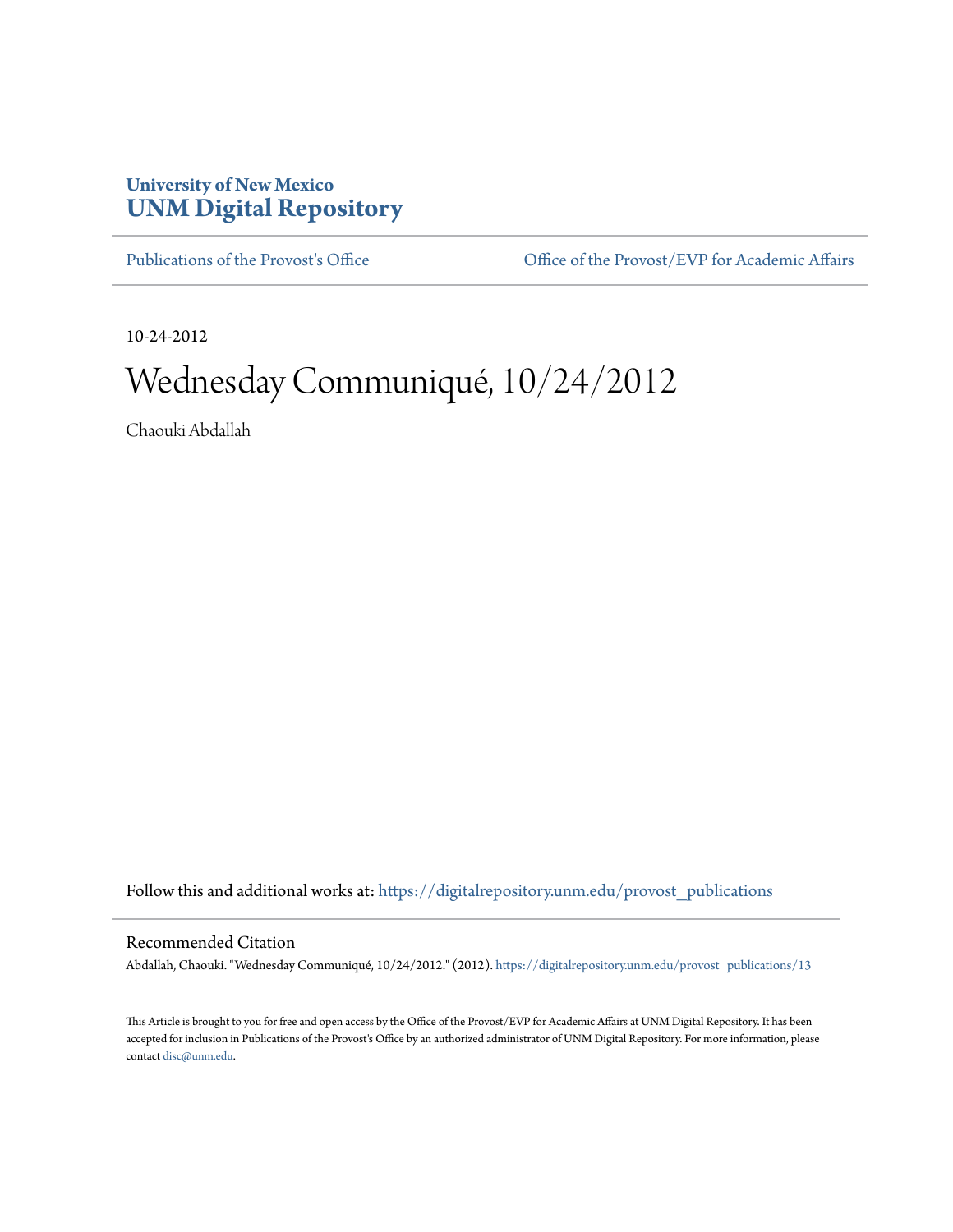University of New Mexico
**UNM Digital Repository**

Publications of the Provost's Office | Office of the Provost/EVP for Academic Affairs

10-24-2012

# Wednesday Communiqué, 10/24/2012

Chaouki Abdallah

Follow this and additional works at: https://digitalrepository.unm.edu/provost_publications

## Recommended Citation

Abdallah, Chaouki. "Wednesday Communiqué, 10/24/2012." (2012). https://digitalrepository.unm.edu/provost_publications/13

This Article is brought to you for free and open access by the Office of the Provost/EVP for Academic Affairs at UNM Digital Repository. It has been accepted for inclusion in Publications of the Provost's Office by an authorized administrator of UNM Digital Repository. For more information, please contact disc@unm.edu.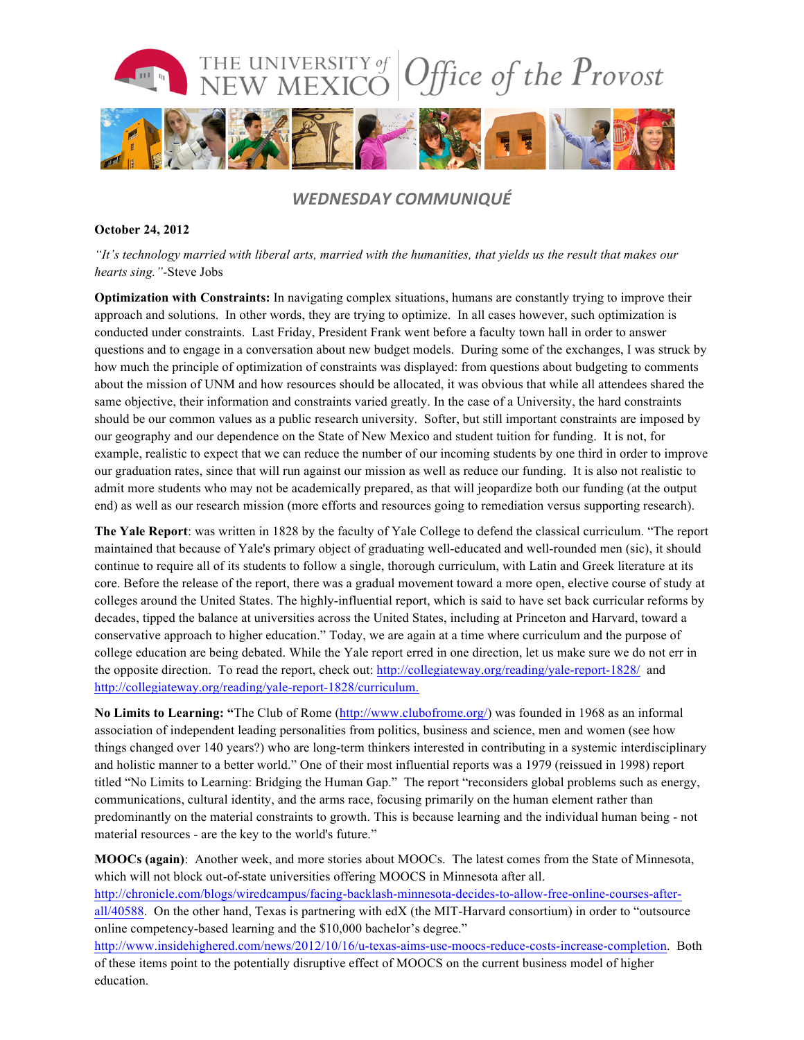# WEDNESDAY COMMUNIQUÉ

**October 24, 2012**

*"It's technology married with liberal arts, married with the humanities, that yields us the result that makes our hearts sing."*-Steve Jobs

**Optimization with Constraints:** In navigating complex situations, humans are constantly trying to improve their approach and solutions. In other words, they are trying to optimize. In all cases however, such optimization is conducted under constraints. Last Friday, President Frank went before a faculty town hall in order to answer questions and to engage in a conversation about new budget models. During some of the exchanges, I was struck by how much the principle of optimization of constraints was displayed: from questions about budgeting to comments about the mission of UNM and how resources should be allocated, it was obvious that while all attendees shared the same objective, their information and constraints varied greatly. In the case of a University, the hard constraints should be our common values as a public research university. Softer, but still important constraints are imposed by our geography and our dependence on the State of New Mexico and student tuition for funding. It is not, for example, realistic to expect that we can reduce the number of our incoming students by one third in order to improve our graduation rates, since that will run against our mission as well as reduce our funding. It is also not realistic to admit more students who may not be academically prepared, as that will jeopardize both our funding (at the output end) as well as our research mission (more efforts and resources going to remediation versus supporting research).

**The Yale Report**: was written in 1828 by the faculty of Yale College to defend the classical curriculum. "The report maintained that because of Yale's primary object of graduating well-educated and well-rounded men (sic), it should continue to require all of its students to follow a single, thorough curriculum, with Latin and Greek literature at its core. Before the release of the report, there was a gradual movement toward a more open, elective course of study at colleges around the United States. The highly-influential report, which is said to have set back curricular reforms by decades, tipped the balance at universities across the United States, including at Princeton and Harvard, toward a conservative approach to higher education." Today, we are again at a time where curriculum and the purpose of college education are being debated. While the Yale report erred in one direction, let us make sure we do not err in the opposite direction. To read the report, check out: http://collegiateway.org/reading/yale-report-1828/ and http://collegiateway.org/reading/yale-report-1828/curriculum.

**No Limits to Learning: "**The Club of Rome (http://www.clubofrome.org/) was founded in 1968 as an informal association of independent leading personalities from politics, business and science, men and women (see how things changed over 140 years?) who are long-term thinkers interested in contributing in a systemic interdisciplinary and holistic manner to a better world." One of their most influential reports was a 1979 (reissued in 1998) report titled "No Limits to Learning: Bridging the Human Gap." The report "reconsiders global problems such as energy, communications, cultural identity, and the arms race, focusing primarily on the human element rather than predominantly on the material constraints to growth. This is because learning and the individual human being - not material resources - are the key to the world's future."

**MOOCs (again)**: Another week, and more stories about MOOCs. The latest comes from the State of Minnesota, which will not block out-of-state universities offering MOOCS in Minnesota after all. http://chronicle.com/blogs/wiredcampus/facing-backlash-minnesota-decides-to-allow-free-online-courses-after-all/40588. On the other hand, Texas is partnering with edX (the MIT-Harvard consortium) in order to "outsource online competency-based learning and the $10,000 bachelor's degree." http://www.insidehighered.com/news/2012/10/16/u-texas-aims-use-moocs-reduce-costs-increase-completion. Both of these items point to the potentially disruptive effect of MOOCS on the current business model of higher education.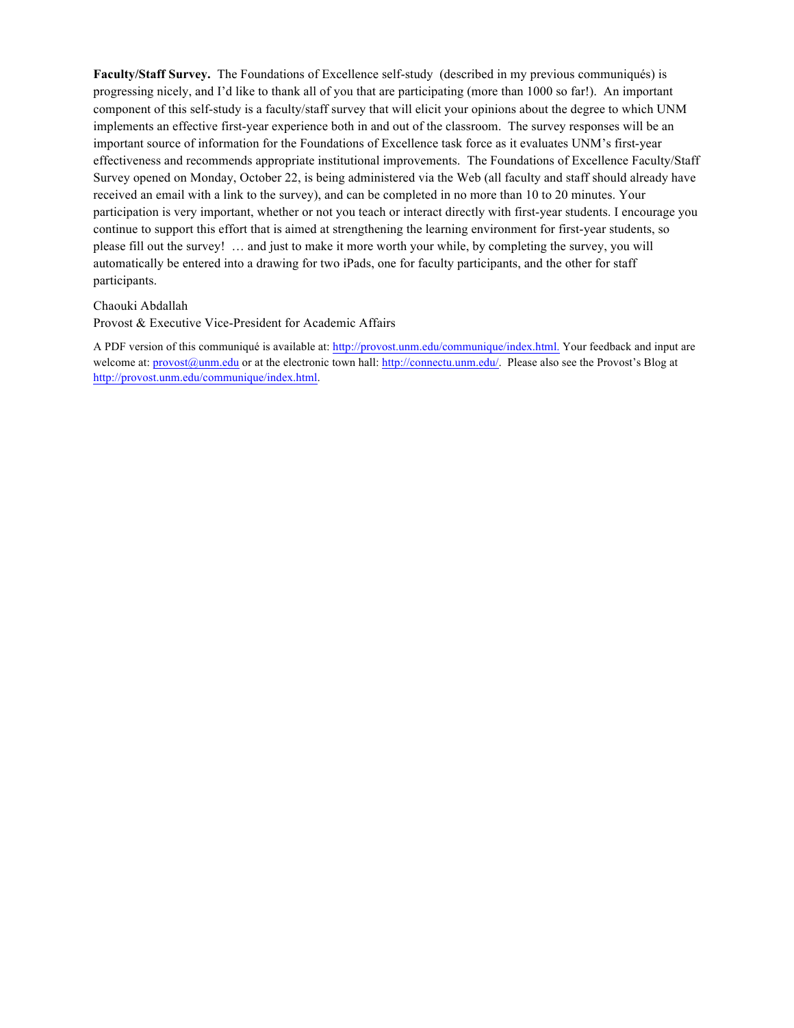**Faculty/Staff Survey.** The Foundations of Excellence self-study (described in my previous communiqués) is progressing nicely, and I'd like to thank all of you that are participating (more than 1000 so far!). An important component of this self-study is a faculty/staff survey that will elicit your opinions about the degree to which UNM implements an effective first-year experience both in and out of the classroom. The survey responses will be an important source of information for the Foundations of Excellence task force as it evaluates UNM's first-year effectiveness and recommends appropriate institutional improvements. The Foundations of Excellence Faculty/Staff Survey opened on Monday, October 22, is being administered via the Web (all faculty and staff should already have received an email with a link to the survey), and can be completed in no more than 10 to 20 minutes. Your participation is very important, whether or not you teach or interact directly with first-year students. I encourage you continue to support this effort that is aimed at strengthening the learning environment for first-year students, so please fill out the survey! … and just to make it more worth your while, by completing the survey, you will automatically be entered into a drawing for two iPads, one for faculty participants, and the other for staff participants.

Chaouki Abdallah
Provost & Executive Vice-President for Academic Affairs

A PDF version of this communiqué is available at: http://provost.unm.edu/communique/index.html. Your feedback and input are welcome at: provost@unm.edu or at the electronic town hall: http://connectu.unm.edu/. Please also see the Provost's Blog at http://provost.unm.edu/communique/index.html.